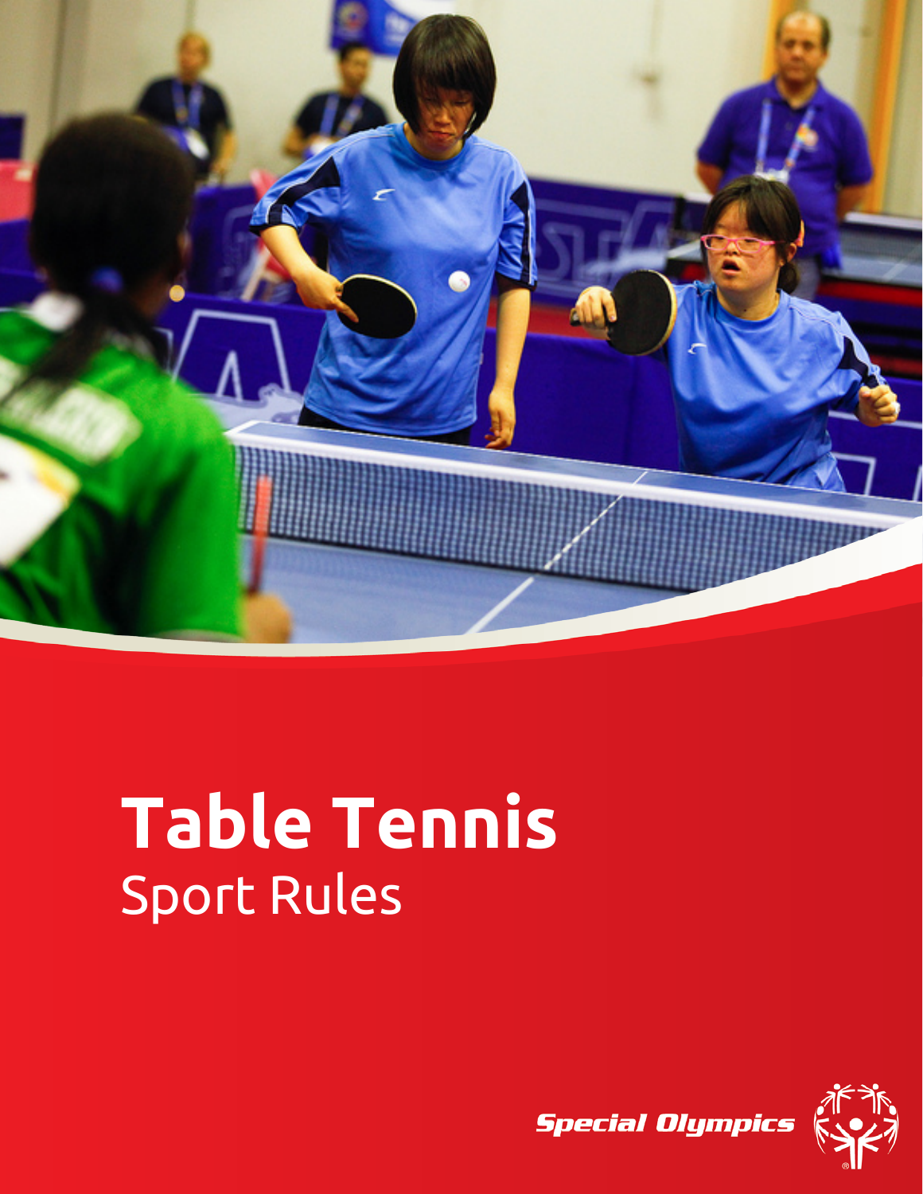# Table Tennis

Sport Rules

Special Olympics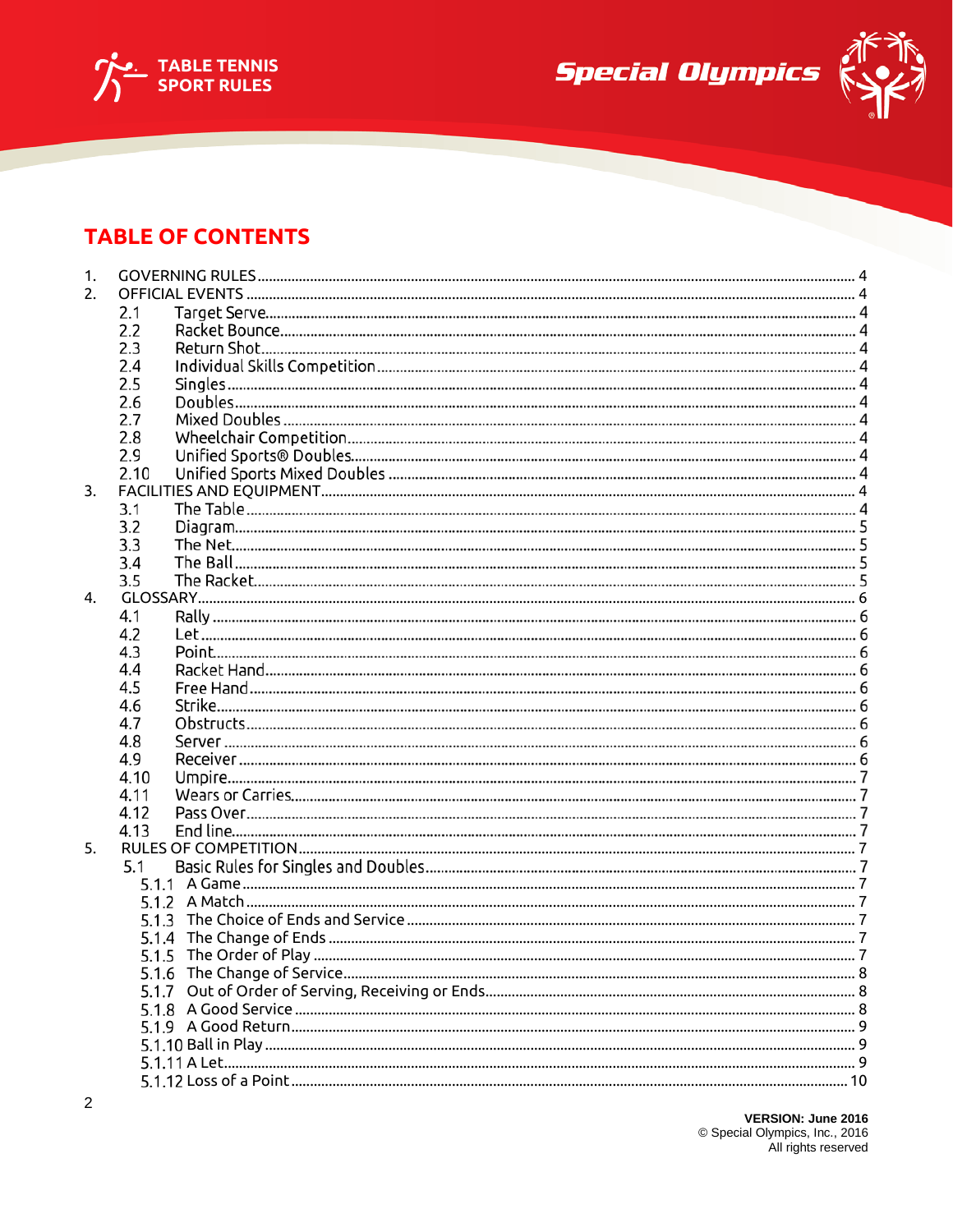## TABLE OF CONTENTS

1. GOVERNING RULES .......... 4
2. OFFICIAL EVENTS .......... 4
   - 2.1 Target Serve .......... 4
   - 2.2 Racket Bounce .......... 4
   - 2.3 Return Shot .......... 4
   - 2.4 Individual Skills Competition .......... 4
   - 2.5 Singles .......... 4
   - 2.6 Doubles .......... 4
   - 2.7 Mixed Doubles .......... 4
   - 2.8 Wheelchair Competition .......... 4
   - 2.9 Unified Sports® Doubles .......... 4
   - 2.10 Unified Sports Mixed Doubles .......... 4
3. FACILITIES AND EQUIPMENT .......... 4
   - 3.1 The Table .......... 4
   - 3.2 Diagram .......... 5
   - 3.3 The Net .......... 5
   - 3.4 The Ball .......... 5
   - 3.5 The Racket .......... 5
4. GLOSSARY .......... 6
   - 4.1 Rally .......... 6
   - 4.2 Let .......... 6
   - 4.3 Point .......... 6
   - 4.4 Racket Hand .......... 6
   - 4.5 Free Hand .......... 6
   - 4.6 Strike .......... 6
   - 4.7 Obstructs .......... 6
   - 4.8 Server .......... 6
   - 4.9 Receiver .......... 6
   - 4.10 Umpire .......... 7
   - 4.11 Wears or Carries .......... 7
   - 4.12 Pass Over .......... 7
   - 4.13 End line .......... 7
5. RULES OF COMPETITION .......... 7
   - 5.1 Basic Rules for Singles and Doubles .......... 7
     - 5.1.1 A Game .......... 7
     - 5.1.2 A Match .......... 7
     - 5.1.3 The Choice of Ends and Service .......... 7
     - 5.1.4 The Change of Ends .......... 7
     - 5.1.5 The Order of Play .......... 7
     - 5.1.6 The Change of Service .......... 8
     - 5.1.7 Out of Order of Serving, Receiving or Ends .......... 8
     - 5.1.8 A Good Service .......... 8
     - 5.1.9 A Good Return .......... 9
     - 5.1.10 Ball in Play .......... 9
     - 5.1.11 A Let .......... 9
     - 5.1.12 Loss of a Point .......... 10

**VERSION: June 2016**
© Special Olympics, Inc., 2016
All rights reserved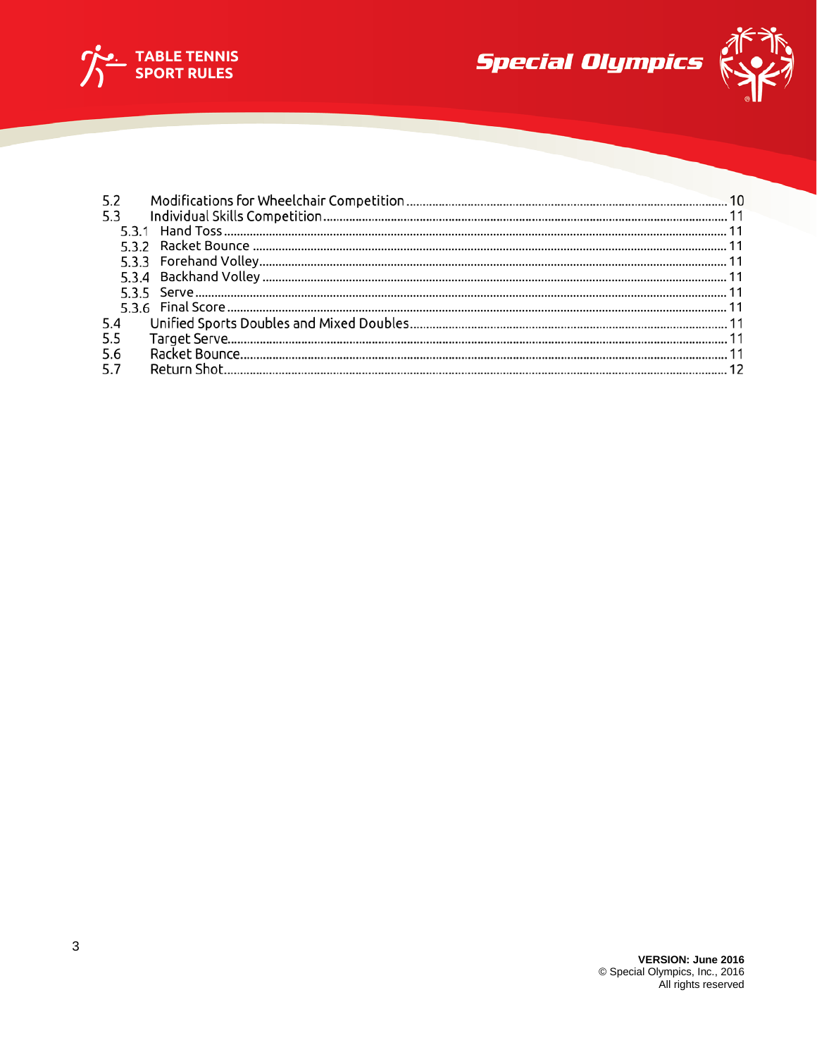5.2 Modifications for Wheelchair Competition ........ 10
5.3 Individual Skills Competition ........ 11
  5.3.1 Hand Toss ........ 11
  5.3.2 Racket Bounce ........ 11
  5.3.3 Forehand Volley ........ 11
  5.3.4 Backhand Volley ........ 11
  5.3.5 Serve ........ 11
  5.3.6 Final Score ........ 11
5.4 Unified Sports Doubles and Mixed Doubles ........ 11
5.5 Target Serve ........ 11
5.6 Racket Bounce ........ 11
5.7 Return Shot ........ 12

**VERSION: June 2016**
© Special Olympics, Inc., 2016
All rights reserved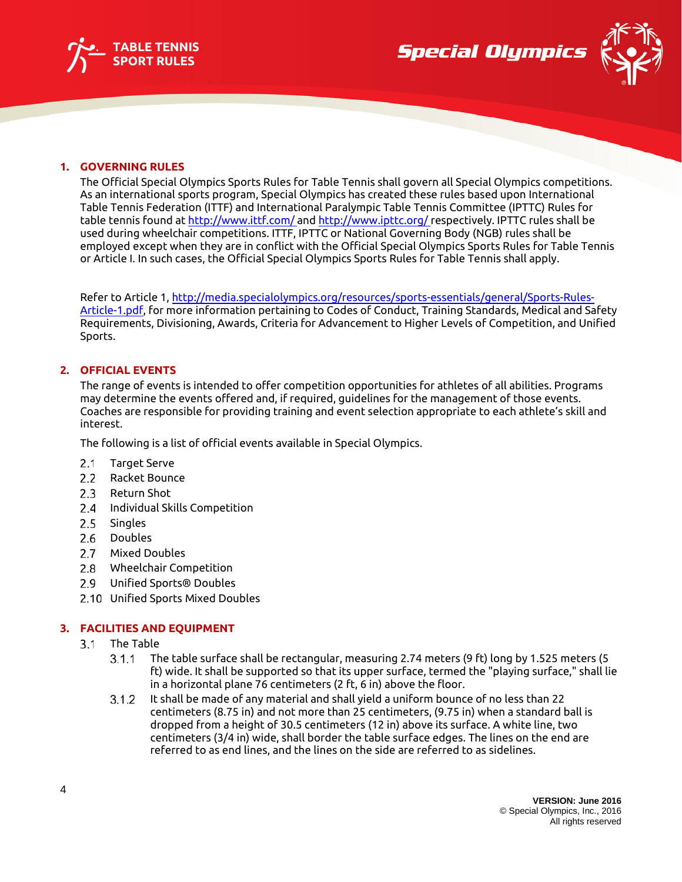## 1. GOVERNING RULES

The Official Special Olympics Sports Rules for Table Tennis shall govern all Special Olympics competitions. As an international sports program, Special Olympics has created these rules based upon International Table Tennis Federation (ITTF) and International Paralympic Table Tennis Committee (IPTTC) Rules for table tennis found at http://www.ittf.com/ and http://www.ipttc.org/ respectively. IPTTC rules shall be used during wheelchair competitions. ITTF, IPTTC or National Governing Body (NGB) rules shall be employed except when they are in conflict with the Official Special Olympics Sports Rules for Table Tennis or Article I. In such cases, the Official Special Olympics Sports Rules for Table Tennis shall apply.

Refer to Article 1, http://media.specialolympics.org/resources/sports-essentials/general/Sports-Rules-Article-1.pdf, for more information pertaining to Codes of Conduct, Training Standards, Medical and Safety Requirements, Divisioning, Awards, Criteria for Advancement to Higher Levels of Competition, and Unified Sports.

## 2. OFFICIAL EVENTS

The range of events is intended to offer competition opportunities for athletes of all abilities. Programs may determine the events offered and, if required, guidelines for the management of those events. Coaches are responsible for providing training and event selection appropriate to each athlete's skill and interest.

The following is a list of official events available in Special Olympics.

- 2.1 Target Serve
- 2.2 Racket Bounce
- 2.3 Return Shot
- 2.4 Individual Skills Competition
- 2.5 Singles
- 2.6 Doubles
- 2.7 Mixed Doubles
- 2.8 Wheelchair Competition
- 2.9 Unified Sports® Doubles
- 2.10 Unified Sports Mixed Doubles

## 3. FACILITIES AND EQUIPMENT

### 3.1 The Table

3.1.1 The table surface shall be rectangular, measuring 2.74 meters (9 ft) long by 1.525 meters (5 ft) wide. It shall be supported so that its upper surface, termed the "playing surface," shall lie in a horizontal plane 76 centimeters (2 ft, 6 in) above the floor.

3.1.2 It shall be made of any material and shall yield a uniform bounce of no less than 22 centimeters (8.75 in) and not more than 25 centimeters, (9.75 in) when a standard ball is dropped from a height of 30.5 centimeters (12 in) above its surface. A white line, two centimeters (3/4 in) wide, shall border the table surface edges. The lines on the end are referred to as end lines, and the lines on the side are referred to as sidelines.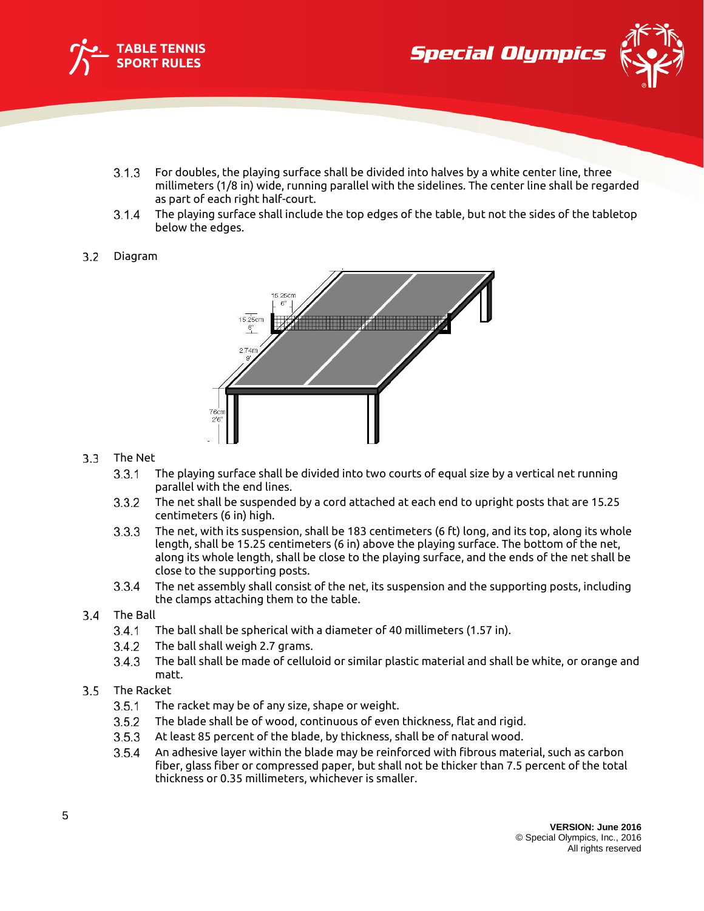3.1.3 For doubles, the playing surface shall be divided into halves by a white center line, three millimeters (1/8 in) wide, running parallel with the sidelines. The center line shall be regarded as part of each right half-court.

3.1.4 The playing surface shall include the top edges of the table, but not the sides of the tabletop below the edges.

## 3.2 Diagram

## 3.3 The Net

3.3.1 The playing surface shall be divided into two courts of equal size by a vertical net running parallel with the end lines.

3.3.2 The net shall be suspended by a cord attached at each end to upright posts that are 15.25 centimeters (6 in) high.

3.3.3 The net, with its suspension, shall be 183 centimeters (6 ft) long, and its top, along its whole length, shall be 15.25 centimeters (6 in) above the playing surface. The bottom of the net, along its whole length, shall be close to the playing surface, and the ends of the net shall be close to the supporting posts.

3.3.4 The net assembly shall consist of the net, its suspension and the supporting posts, including the clamps attaching them to the table.

## 3.4 The Ball

3.4.1 The ball shall be spherical with a diameter of 40 millimeters (1.57 in).

3.4.2 The ball shall weigh 2.7 grams.

3.4.3 The ball shall be made of celluloid or similar plastic material and shall be white, or orange and matt.

## 3.5 The Racket

3.5.1 The racket may be of any size, shape or weight.

3.5.2 The blade shall be of wood, continuous of even thickness, flat and rigid.

3.5.3 At least 85 percent of the blade, by thickness, shall be of natural wood.

3.5.4 An adhesive layer within the blade may be reinforced with fibrous material, such as carbon fiber, glass fiber or compressed paper, but shall not be thicker than 7.5 percent of the total thickness or 0.35 millimeters, whichever is smaller.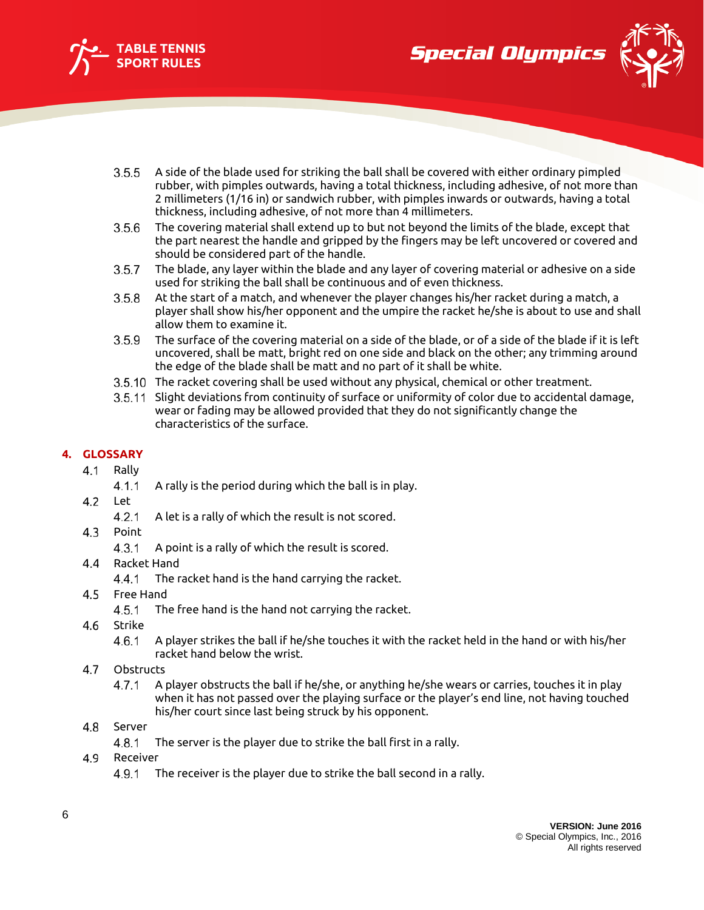3.5.5 A side of the blade used for striking the ball shall be covered with either ordinary pimpled rubber, with pimples outwards, having a total thickness, including adhesive, of not more than 2 millimeters (1/16 in) or sandwich rubber, with pimples inwards or outwards, having a total thickness, including adhesive, of not more than 4 millimeters.

3.5.6 The covering material shall extend up to but not beyond the limits of the blade, except that the part nearest the handle and gripped by the fingers may be left uncovered or covered and should be considered part of the handle.

3.5.7 The blade, any layer within the blade and any layer of covering material or adhesive on a side used for striking the ball shall be continuous and of even thickness.

3.5.8 At the start of a match, and whenever the player changes his/her racket during a match, a player shall show his/her opponent and the umpire the racket he/she is about to use and shall allow them to examine it.

3.5.9 The surface of the covering material on a side of the blade, or of a side of the blade if it is left uncovered, shall be matt, bright red on one side and black on the other; any trimming around the edge of the blade shall be matt and no part of it shall be white.

3.5.10 The racket covering shall be used without any physical, chemical or other treatment.

3.5.11 Slight deviations from continuity of surface or uniformity of color due to accidental damage, wear or fading may be allowed provided that they do not significantly change the characteristics of the surface.

## 4. GLOSSARY

4.1 Rally

4.1.1 A rally is the period during which the ball is in play.

4.2 Let

4.2.1 A let is a rally of which the result is not scored.

4.3 Point

4.3.1 A point is a rally of which the result is scored.

4.4 Racket Hand

4.4.1 The racket hand is the hand carrying the racket.

4.5 Free Hand

4.5.1 The free hand is the hand not carrying the racket.

4.6 Strike

4.6.1 A player strikes the ball if he/she touches it with the racket held in the hand or with his/her racket hand below the wrist.

4.7 Obstructs

4.7.1 A player obstructs the ball if he/she, or anything he/she wears or carries, touches it in play when it has not passed over the playing surface or the player's end line, not having touched his/her court since last being struck by his opponent.

4.8 Server

4.8.1 The server is the player due to strike the ball first in a rally.

4.9 Receiver

4.9.1 The receiver is the player due to strike the ball second in a rally.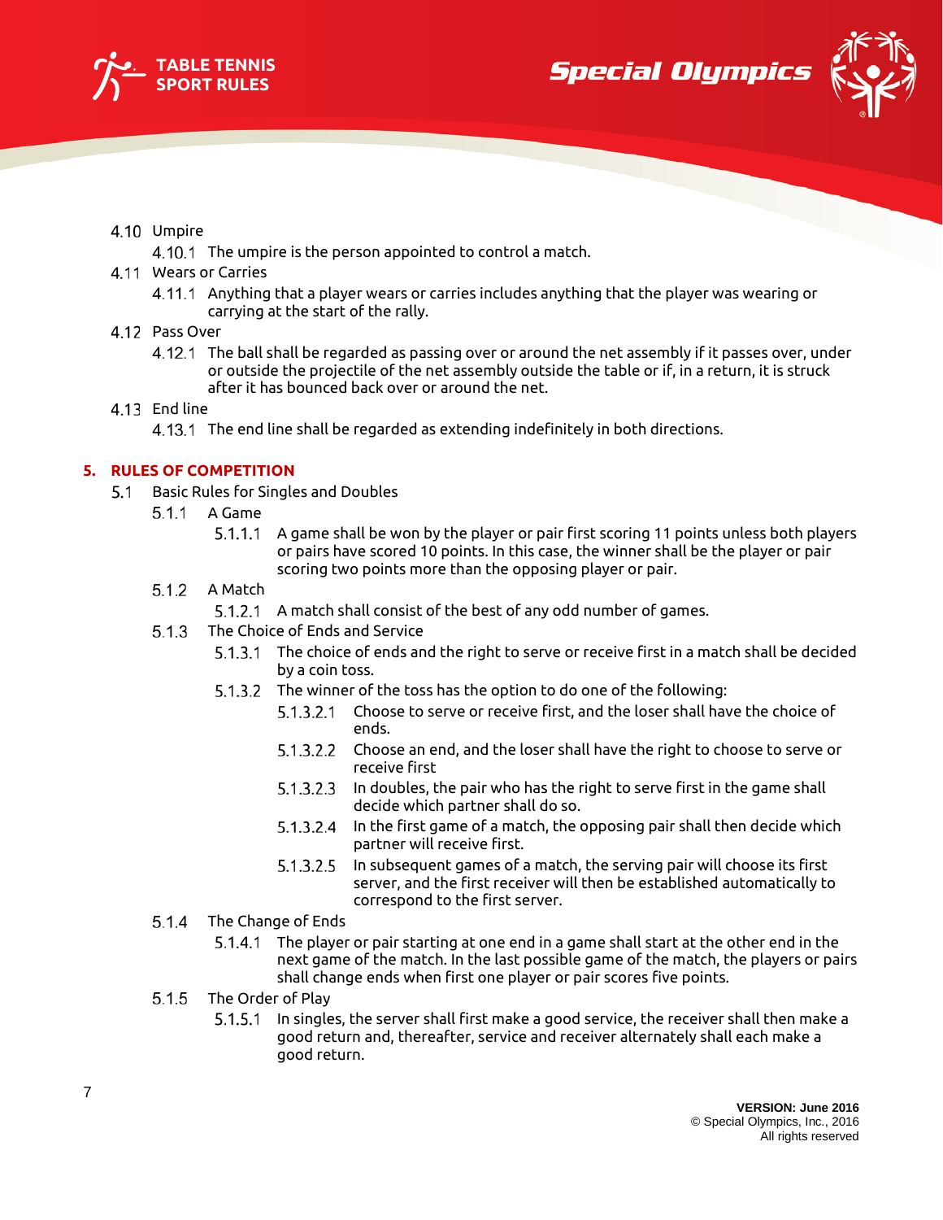4.10 Umpire

4.10.1 The umpire is the person appointed to control a match.

4.11 Wears or Carries

4.11.1 Anything that a player wears or carries includes anything that the player was wearing or carrying at the start of the rally.

4.12 Pass Over

4.12.1 The ball shall be regarded as passing over or around the net assembly if it passes over, under or outside the projectile of the net assembly outside the table or if, in a return, it is struck after it has bounced back over or around the net.

4.13 End line

4.13.1 The end line shall be regarded as extending indefinitely in both directions.

## 5. RULES OF COMPETITION

5.1 Basic Rules for Singles and Doubles

5.1.1 A Game

5.1.1.1 A game shall be won by the player or pair first scoring 11 points unless both players or pairs have scored 10 points. In this case, the winner shall be the player or pair scoring two points more than the opposing player or pair.

5.1.2 A Match

5.1.2.1 A match shall consist of the best of any odd number of games.

5.1.3 The Choice of Ends and Service

5.1.3.1 The choice of ends and the right to serve or receive first in a match shall be decided by a coin toss.

5.1.3.2 The winner of the toss has the option to do one of the following:

5.1.3.2.1 Choose to serve or receive first, and the loser shall have the choice of ends.

5.1.3.2.2 Choose an end, and the loser shall have the right to choose to serve or receive first

5.1.3.2.3 In doubles, the pair who has the right to serve first in the game shall decide which partner shall do so.

5.1.3.2.4 In the first game of a match, the opposing pair shall then decide which partner will receive first.

5.1.3.2.5 In subsequent games of a match, the serving pair will choose its first server, and the first receiver will then be established automatically to correspond to the first server.

5.1.4 The Change of Ends

5.1.4.1 The player or pair starting at one end in a game shall start at the other end in the next game of the match. In the last possible game of the match, the players or pairs shall change ends when first one player or pair scores five points.

5.1.5 The Order of Play

5.1.5.1 In singles, the server shall first make a good service, the receiver shall then make a good return and, thereafter, service and receiver alternately shall each make a good return.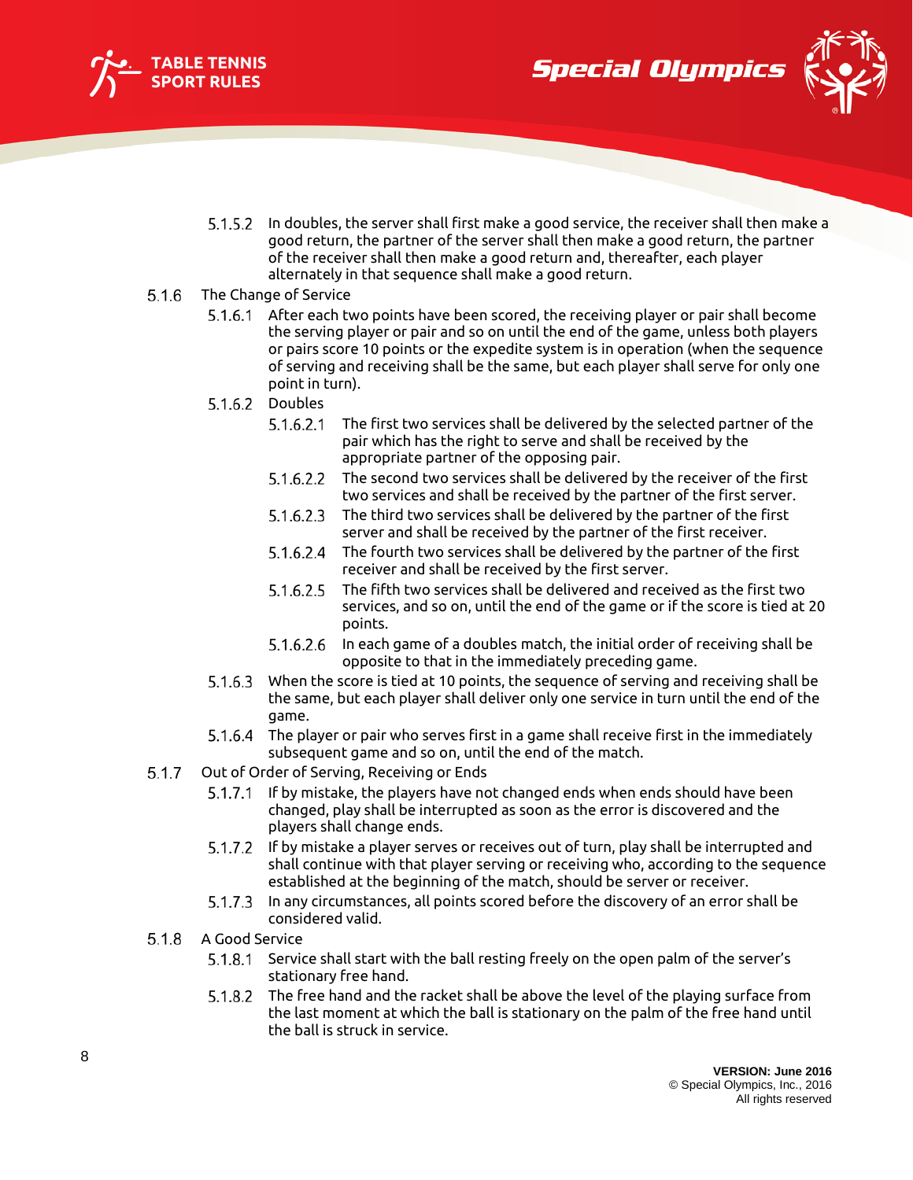5.1.5.2 In doubles, the server shall first make a good service, the receiver shall then make a good return, the partner of the server shall then make a good return, the partner of the receiver shall then make a good return and, thereafter, each player alternately in that sequence shall make a good return.

5.1.6 The Change of Service

5.1.6.1 After each two points have been scored, the receiving player or pair shall become the serving player or pair and so on until the end of the game, unless both players or pairs score 10 points or the expedite system is in operation (when the sequence of serving and receiving shall be the same, but each player shall serve for only one point in turn).

5.1.6.2 Doubles

5.1.6.2.1 The first two services shall be delivered by the selected partner of the pair which has the right to serve and shall be received by the appropriate partner of the opposing pair.

5.1.6.2.2 The second two services shall be delivered by the receiver of the first two services and shall be received by the partner of the first server.

5.1.6.2.3 The third two services shall be delivered by the partner of the first server and shall be received by the partner of the first receiver.

5.1.6.2.4 The fourth two services shall be delivered by the partner of the first receiver and shall be received by the first server.

5.1.6.2.5 The fifth two services shall be delivered and received as the first two services, and so on, until the end of the game or if the score is tied at 20 points.

5.1.6.2.6 In each game of a doubles match, the initial order of receiving shall be opposite to that in the immediately preceding game.

5.1.6.3 When the score is tied at 10 points, the sequence of serving and receiving shall be the same, but each player shall deliver only one service in turn until the end of the game.

5.1.6.4 The player or pair who serves first in a game shall receive first in the immediately subsequent game and so on, until the end of the match.

5.1.7 Out of Order of Serving, Receiving or Ends

5.1.7.1 If by mistake, the players have not changed ends when ends should have been changed, play shall be interrupted as soon as the error is discovered and the players shall change ends.

5.1.7.2 If by mistake a player serves or receives out of turn, play shall be interrupted and shall continue with that player serving or receiving who, according to the sequence established at the beginning of the match, should be server or receiver.

5.1.7.3 In any circumstances, all points scored before the discovery of an error shall be considered valid.

5.1.8 A Good Service

5.1.8.1 Service shall start with the ball resting freely on the open palm of the server's stationary free hand.

5.1.8.2 The free hand and the racket shall be above the level of the playing surface from the last moment at which the ball is stationary on the palm of the free hand until the ball is struck in service.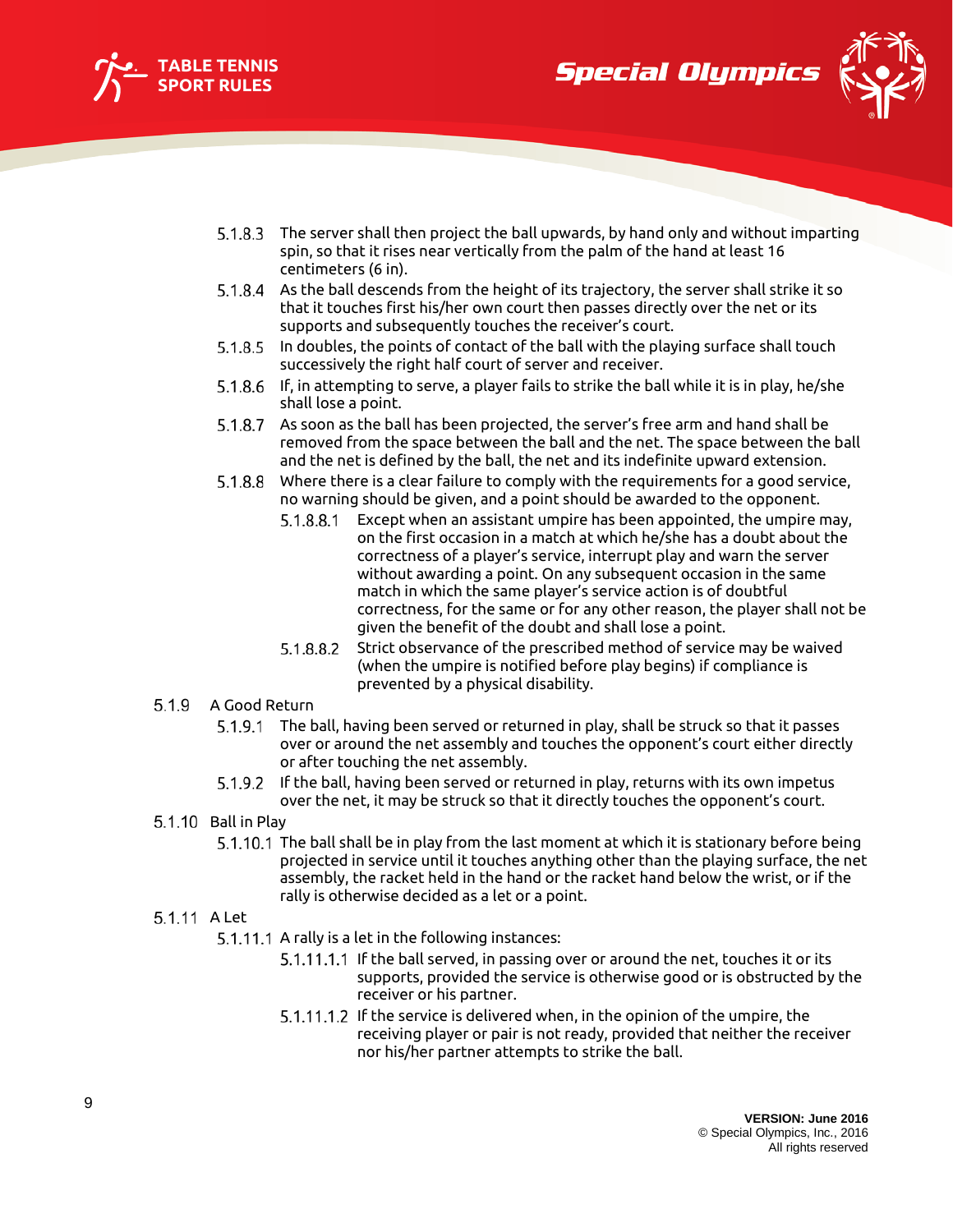- 5.1.8.3 The server shall then project the ball upwards, by hand only and without imparting spin, so that it rises near vertically from the palm of the hand at least 16 centimeters (6 in).
- 5.1.8.4 As the ball descends from the height of its trajectory, the server shall strike it so that it touches first his/her own court then passes directly over the net or its supports and subsequently touches the receiver's court.
- 5.1.8.5 In doubles, the points of contact of the ball with the playing surface shall touch successively the right half court of server and receiver.
- 5.1.8.6 If, in attempting to serve, a player fails to strike the ball while it is in play, he/she shall lose a point.
- 5.1.8.7 As soon as the ball has been projected, the server's free arm and hand shall be removed from the space between the ball and the net. The space between the ball and the net is defined by the ball, the net and its indefinite upward extension.
- 5.1.8.8 Where there is a clear failure to comply with the requirements for a good service, no warning should be given, and a point should be awarded to the opponent.
  - 5.1.8.8.1 Except when an assistant umpire has been appointed, the umpire may, on the first occasion in a match at which he/she has a doubt about the correctness of a player's service, interrupt play and warn the server without awarding a point. On any subsequent occasion in the same match in which the same player's service action is of doubtful correctness, for the same or for any other reason, the player shall not be given the benefit of the doubt and shall lose a point.
  - 5.1.8.8.2 Strict observance of the prescribed method of service may be waived (when the umpire is notified before play begins) if compliance is prevented by a physical disability.

5.1.9 A Good Return

- 5.1.9.1 The ball, having been served or returned in play, shall be struck so that it passes over or around the net assembly and touches the opponent's court either directly or after touching the net assembly.
- 5.1.9.2 If the ball, having been served or returned in play, returns with its own impetus over the net, it may be struck so that it directly touches the opponent's court.

5.1.10 Ball in Play

- 5.1.10.1 The ball shall be in play from the last moment at which it is stationary before being projected in service until it touches anything other than the playing surface, the net assembly, the racket held in the hand or the racket hand below the wrist, or if the rally is otherwise decided as a let or a point.

5.1.11 A Let

- 5.1.11.1 A rally is a let in the following instances:
  - 5.1.11.1.1 If the ball served, in passing over or around the net, touches it or its supports, provided the service is otherwise good or is obstructed by the receiver or his partner.
  - 5.1.11.1.2 If the service is delivered when, in the opinion of the umpire, the receiving player or pair is not ready, provided that neither the receiver nor his/her partner attempts to strike the ball.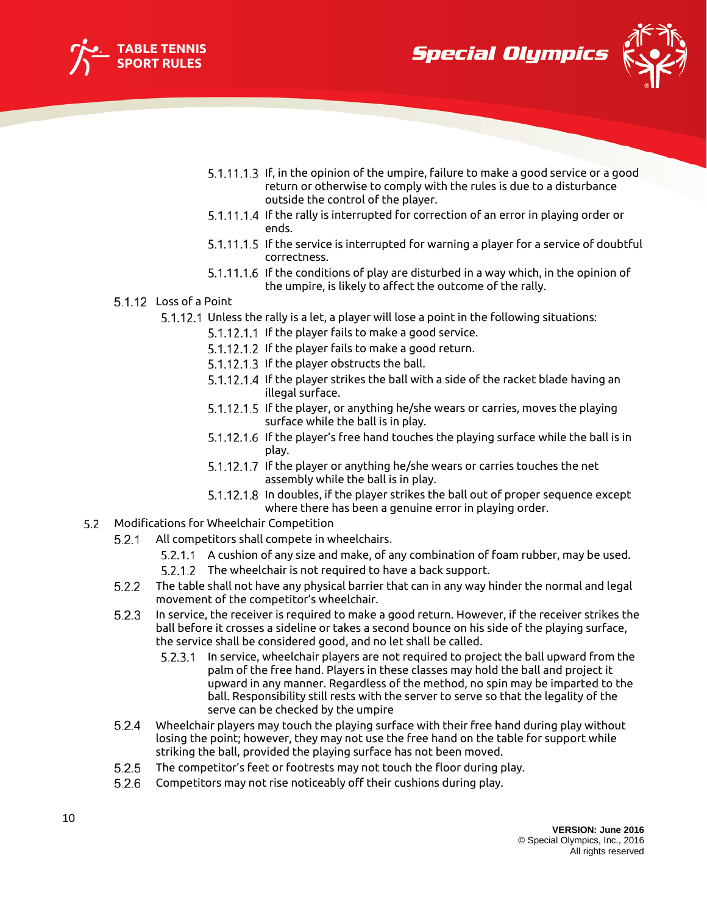5.1.11.1.3 If, in the opinion of the umpire, failure to make a good service or a good return or otherwise to comply with the rules is due to a disturbance outside the control of the player.

5.1.11.1.4 If the rally is interrupted for correction of an error in playing order or ends.

5.1.11.1.5 If the service is interrupted for warning a player for a service of doubtful correctness.

5.1.11.1.6 If the conditions of play are disturbed in a way which, in the opinion of the umpire, is likely to affect the outcome of the rally.

5.1.12 Loss of a Point

5.1.12.1 Unless the rally is a let, a player will lose a point in the following situations:

5.1.12.1.1 If the player fails to make a good service.

5.1.12.1.2 If the player fails to make a good return.

5.1.12.1.3 If the player obstructs the ball.

5.1.12.1.4 If the player strikes the ball with a side of the racket blade having an illegal surface.

5.1.12.1.5 If the player, or anything he/she wears or carries, moves the playing surface while the ball is in play.

5.1.12.1.6 If the player's free hand touches the playing surface while the ball is in play.

5.1.12.1.7 If the player or anything he/she wears or carries touches the net assembly while the ball is in play.

5.1.12.1.8 In doubles, if the player strikes the ball out of proper sequence except where there has been a genuine error in playing order.

5.2 Modifications for Wheelchair Competition

5.2.1 All competitors shall compete in wheelchairs.

5.2.1.1 A cushion of any size and make, of any combination of foam rubber, may be used.

5.2.1.2 The wheelchair is not required to have a back support.

5.2.2 The table shall not have any physical barrier that can in any way hinder the normal and legal movement of the competitor's wheelchair.

5.2.3 In service, the receiver is required to make a good return. However, if the receiver strikes the ball before it crosses a sideline or takes a second bounce on his side of the playing surface, the service shall be considered good, and no let shall be called.

5.2.3.1 In service, wheelchair players are not required to project the ball upward from the palm of the free hand. Players in these classes may hold the ball and project it upward in any manner. Regardless of the method, no spin may be imparted to the ball. Responsibility still rests with the server to serve so that the legality of the serve can be checked by the umpire

5.2.4 Wheelchair players may touch the playing surface with their free hand during play without losing the point; however, they may not use the free hand on the table for support while striking the ball, provided the playing surface has not been moved.

5.2.5 The competitor's feet or footrests may not touch the floor during play.

5.2.6 Competitors may not rise noticeably off their cushions during play.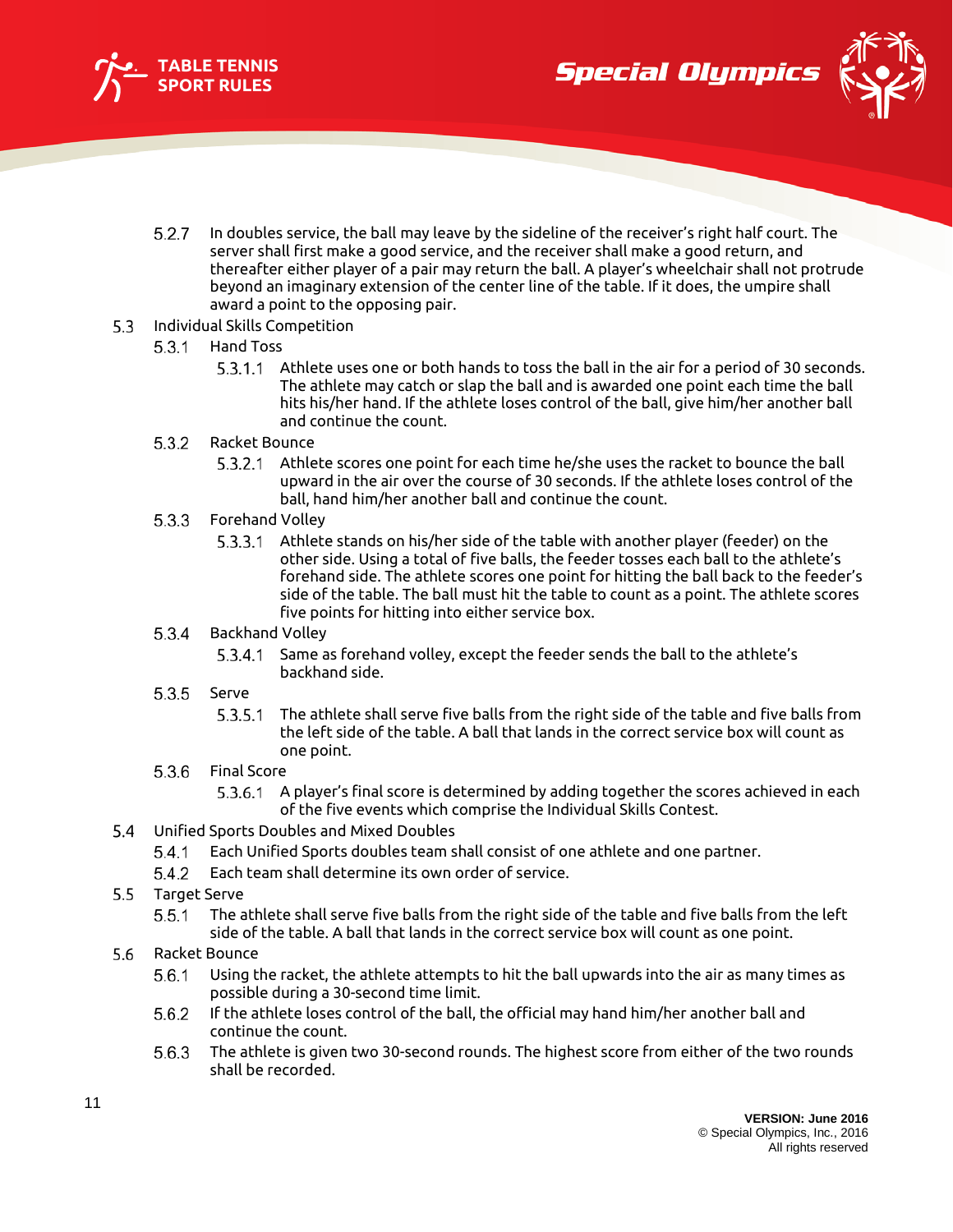5.2.7 In doubles service, the ball may leave by the sideline of the receiver's right half court. The server shall first make a good service, and the receiver shall make a good return, and thereafter either player of a pair may return the ball. A player's wheelchair shall not protrude beyond an imaginary extension of the center line of the table. If it does, the umpire shall award a point to the opposing pair.

5.3 Individual Skills Competition

5.3.1 Hand Toss

5.3.1.1 Athlete uses one or both hands to toss the ball in the air for a period of 30 seconds. The athlete may catch or slap the ball and is awarded one point each time the ball hits his/her hand. If the athlete loses control of the ball, give him/her another ball and continue the count.

5.3.2 Racket Bounce

5.3.2.1 Athlete scores one point for each time he/she uses the racket to bounce the ball upward in the air over the course of 30 seconds. If the athlete loses control of the ball, hand him/her another ball and continue the count.

5.3.3 Forehand Volley

5.3.3.1 Athlete stands on his/her side of the table with another player (feeder) on the other side. Using a total of five balls, the feeder tosses each ball to the athlete's forehand side. The athlete scores one point for hitting the ball back to the feeder's side of the table. The ball must hit the table to count as a point. The athlete scores five points for hitting into either service box.

5.3.4 Backhand Volley

5.3.4.1 Same as forehand volley, except the feeder sends the ball to the athlete's backhand side.

5.3.5 Serve

5.3.5.1 The athlete shall serve five balls from the right side of the table and five balls from the left side of the table. A ball that lands in the correct service box will count as one point.

5.3.6 Final Score

5.3.6.1 A player's final score is determined by adding together the scores achieved in each of the five events which comprise the Individual Skills Contest.

5.4 Unified Sports Doubles and Mixed Doubles

5.4.1 Each Unified Sports doubles team shall consist of one athlete and one partner.

5.4.2 Each team shall determine its own order of service.

5.5 Target Serve

5.5.1 The athlete shall serve five balls from the right side of the table and five balls from the left side of the table. A ball that lands in the correct service box will count as one point.

5.6 Racket Bounce

5.6.1 Using the racket, the athlete attempts to hit the ball upwards into the air as many times as possible during a 30-second time limit.

5.6.2 If the athlete loses control of the ball, the official may hand him/her another ball and continue the count.

5.6.3 The athlete is given two 30-second rounds. The highest score from either of the two rounds shall be recorded.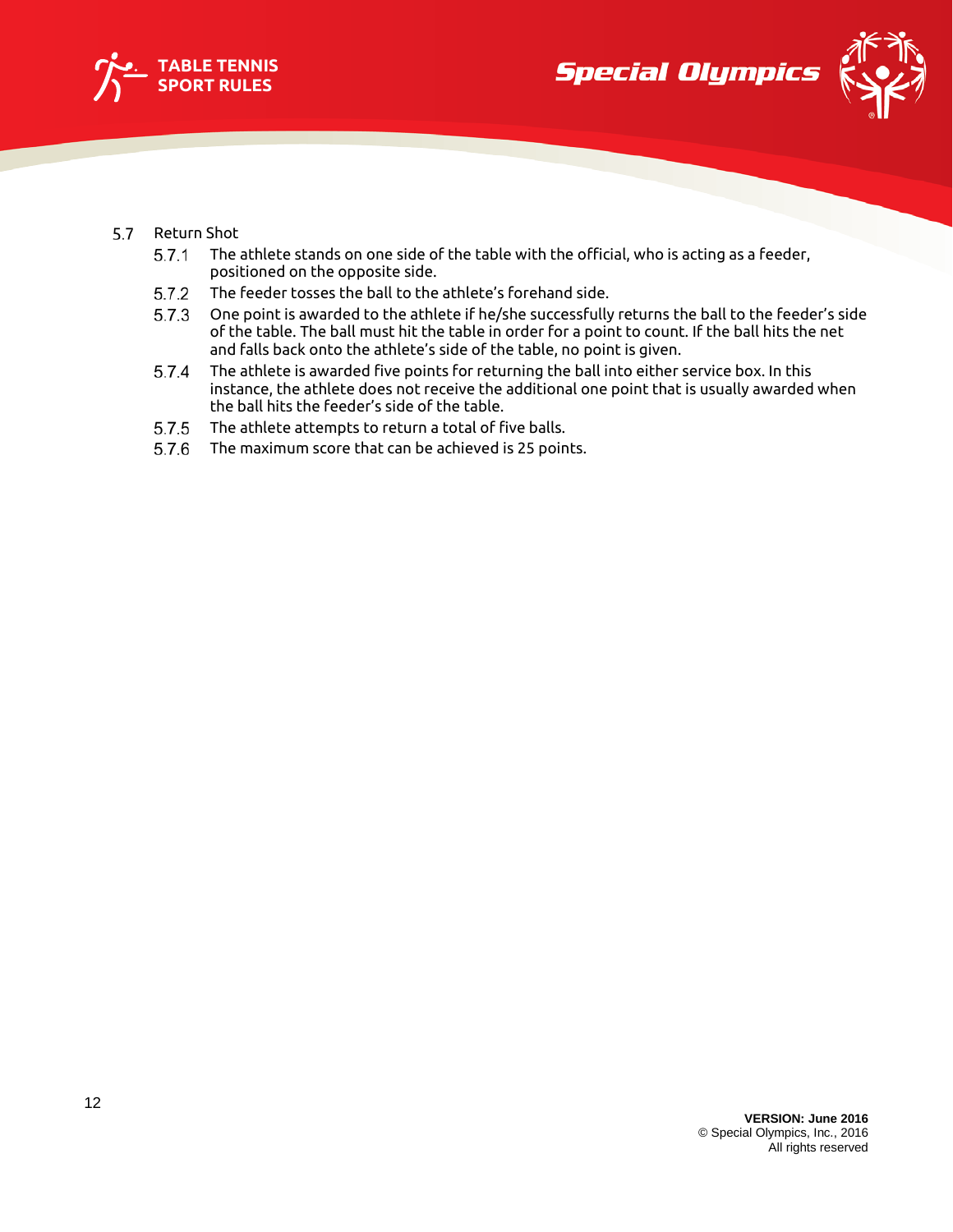5.7 Return Shot

5.7.1 The athlete stands on one side of the table with the official, who is acting as a feeder, positioned on the opposite side.

5.7.2 The feeder tosses the ball to the athlete's forehand side.

5.7.3 One point is awarded to the athlete if he/she successfully returns the ball to the feeder's side of the table. The ball must hit the table in order for a point to count. If the ball hits the net and falls back onto the athlete's side of the table, no point is given.

5.7.4 The athlete is awarded five points for returning the ball into either service box. In this instance, the athlete does not receive the additional one point that is usually awarded when the ball hits the feeder's side of the table.

5.7.5 The athlete attempts to return a total of five balls.

5.7.6 The maximum score that can be achieved is 25 points.